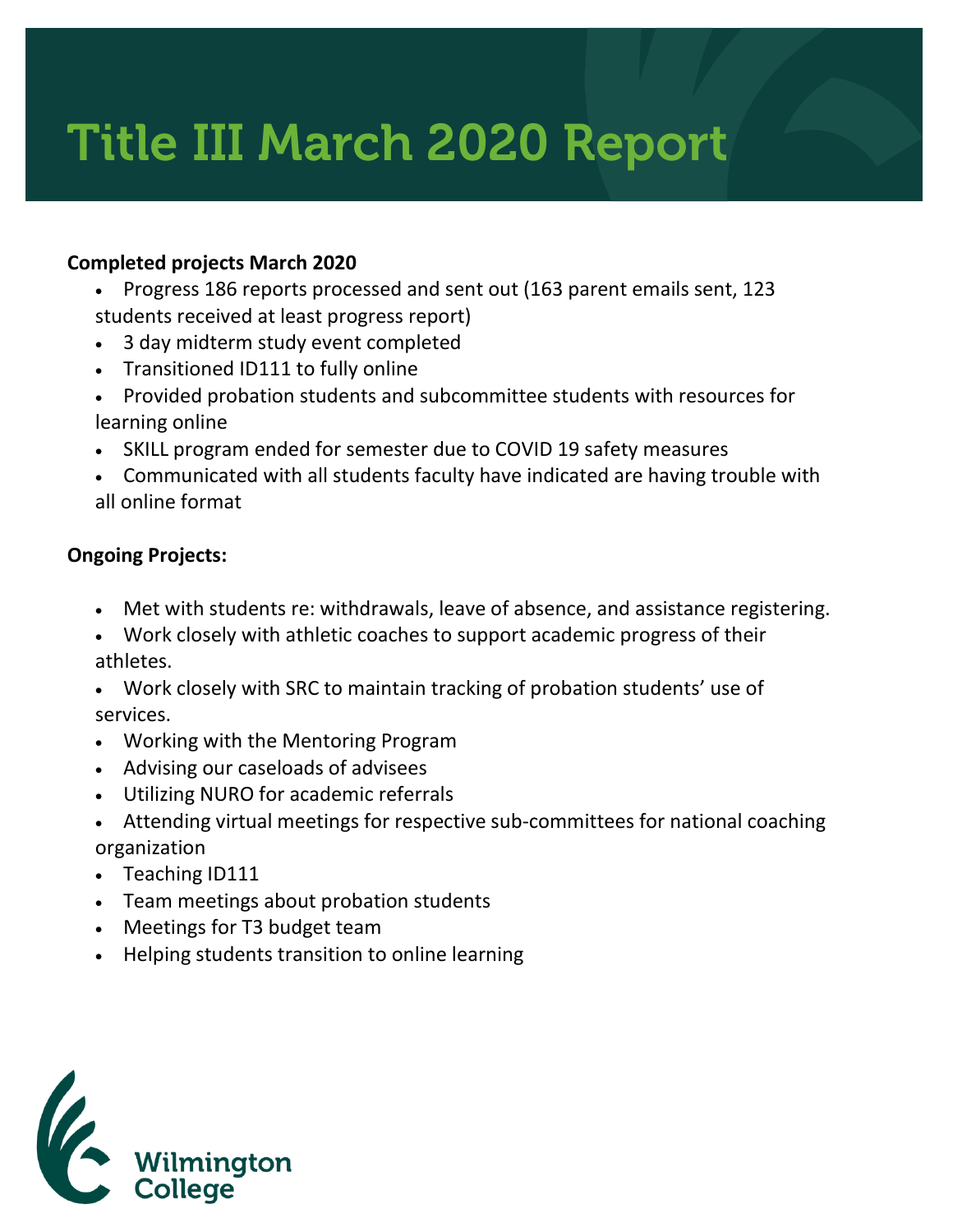# Title III March 2020 Report

**Completed projects March 2020**

- Progress 186 reports processed and sent out (163 parent emails sent, 123 students received at least progress report)
- 3 day midterm study event completed
- Transitioned ID111 to fully online
- Provided probation students and subcommittee students with resources for learning online
- SKILL program ended for semester due to COVID 19 safety measures
- Communicated with all students faculty have indicated are having trouble with all online format

**Ongoing Projects:**

- Met with students re: withdrawals, leave of absence, and assistance registering.
- Work closely with athletic coaches to support academic progress of their athletes.
- Work closely with SRC to maintain tracking of probation students' use of services.
- Working with the Mentoring Program
- Advising our caseloads of advisees
- Utilizing NURO for academic referrals
- Attending virtual meetings for respective sub-committees for national coaching organization
- Teaching ID111
- Team meetings about probation students
- Meetings for T3 budget team
- Helping students transition to online learning

Wilmington College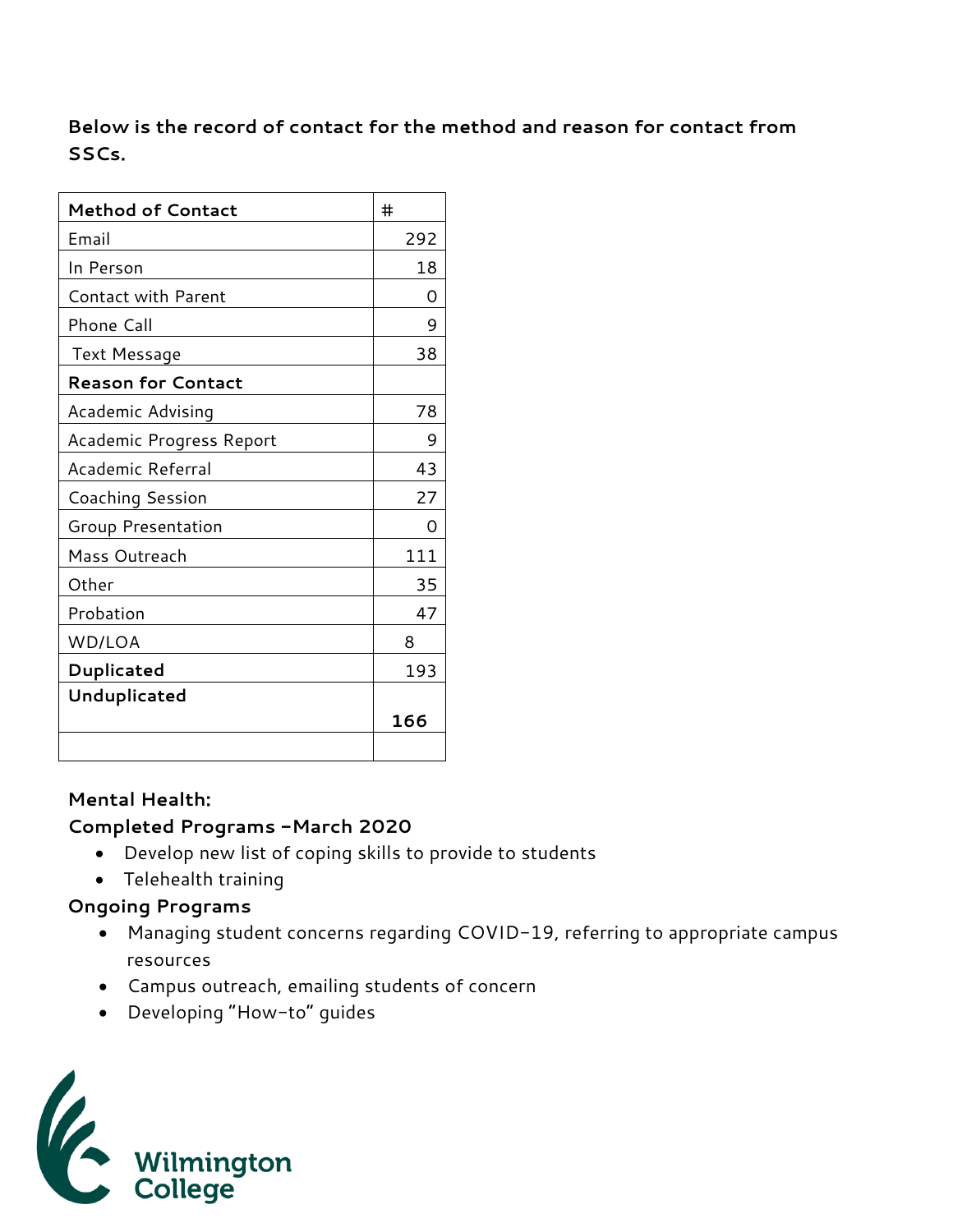**Below is the record of contact for the method and reason for contact from SSCs.**

| **Method of Contact** | # |
|---|---|
| Email | 292 |
| In Person | 18 |
| Contact with Parent | 0 |
| Phone Call | 9 |
| Text Message | 38 |
| **Reason for Contact** | |
| Academic Advising | 78 |
| Academic Progress Report | 9 |
| Academic Referral | 43 |
| Coaching Session | 27 |
| Group Presentation | 0 |
| Mass Outreach | 111 |
| Other | 35 |
| Probation | 47 |
| WD/LOA | 8 |
| **Duplicated** | 193 |
| **Unduplicated** | **166** |
| | |

**Mental Health:**

**Completed Programs –March 2020**

- Develop new list of coping skills to provide to students
- Telehealth training

**Ongoing Programs**

- Managing student concerns regarding COVID-19, referring to appropriate campus resources
- Campus outreach, emailing students of concern
- Developing "How-to" guides

Wilmington College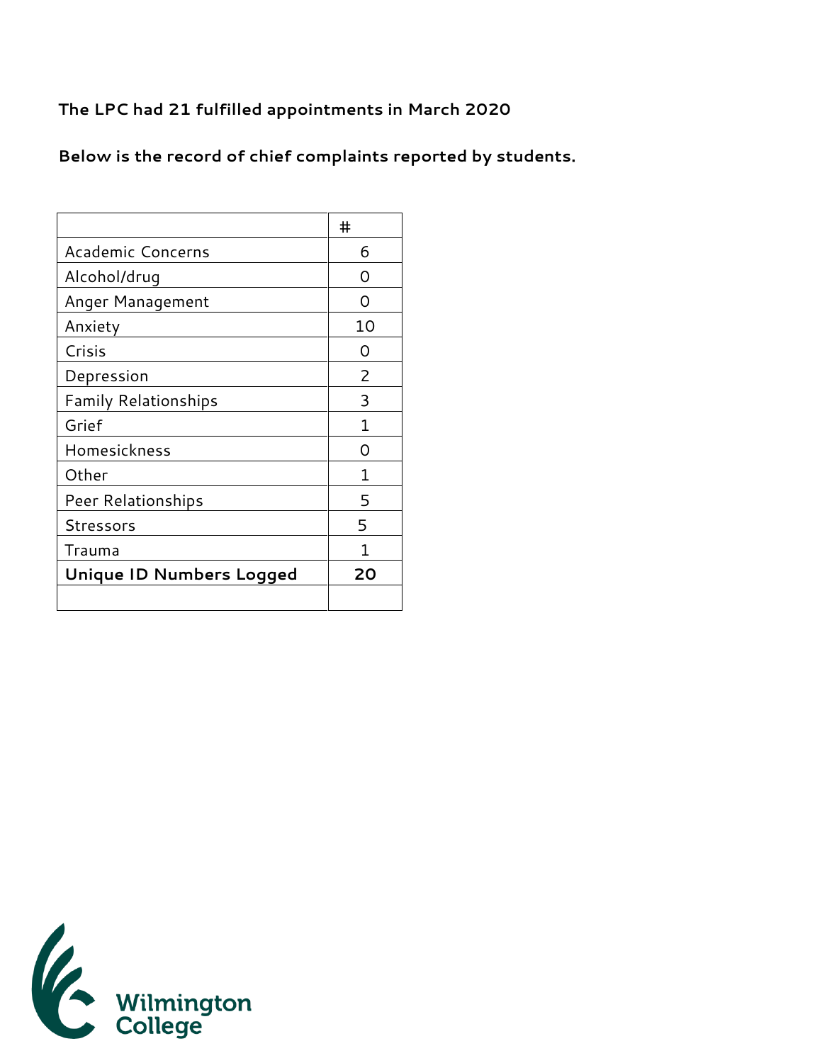**The LPC had 21 fulfilled appointments in March 2020**

**Below is the record of chief complaints reported by students.**

| | # |
|---|---|
| Academic Concerns | 6 |
| Alcohol/drug | 0 |
| Anger Management | 0 |
| Anxiety | 10 |
| Crisis | 0 |
| Depression | 2 |
| Family Relationships | 3 |
| Grief | 1 |
| Homesickness | 0 |
| Other | 1 |
| Peer Relationships | 5 |
| Stressors | 5 |
| Trauma | 1 |
| **Unique ID Numbers Logged** | **20** |
| | |

Wilmington College